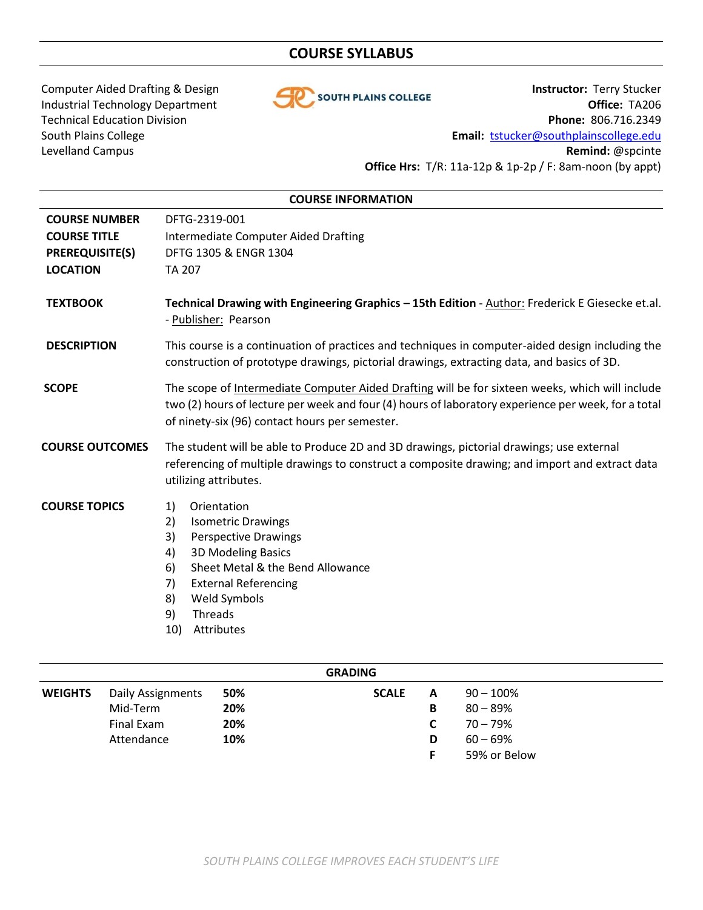# COURSE SYLLABUS

Computer Aided Drafting & Design
Industrial Technology Department
Technical Education Division
South Plains College
Levelland Campus

SOUTH PLAINS COLLEGE

**Instructor:** Terry Stucker
**Office:** TA206
**Phone:** 806.716.2349
**Email:** tstucker@southplainscollege.edu
**Remind:** @spcinte
**Office Hrs:** T/R: 11a-12p & 1p-2p / F: 8am-noon (by appt)

## COURSE INFORMATION

**COURSE NUMBER** DFTG-2319-001

**COURSE TITLE** Intermediate Computer Aided Drafting

**PREREQUISITE(S)** DFTG 1305 & ENGR 1304

**LOCATION** TA 207

**TEXTBOOK** **Technical Drawing with Engineering Graphics – 15th Edition** - Author: Frederick E Giesecke et.al. - Publisher: Pearson

**DESCRIPTION** This course is a continuation of practices and techniques in computer-aided design including the construction of prototype drawings, pictorial drawings, extracting data, and basics of 3D.

**SCOPE** The scope of Intermediate Computer Aided Drafting will be for sixteen weeks, which will include two (2) hours of lecture per week and four (4) hours of laboratory experience per week, for a total of ninety-six (96) contact hours per semester.

**COURSE OUTCOMES** The student will be able to Produce 2D and 3D drawings, pictorial drawings; use external referencing of multiple drawings to construct a composite drawing; and import and extract data utilizing attributes.

**COURSE TOPICS**

1) Orientation
2) Isometric Drawings
3) Perspective Drawings
4) 3D Modeling Basics
6) Sheet Metal & the Bend Allowance
7) External Referencing
8) Weld Symbols
9) Threads
10) Attributes

## GRADING

| WEIGHTS | | |
|---|---|---|
| Daily Assignments | **50%** | |
| Mid-Term | **20%** | |
| Final Exam | **20%** | |
| Attendance | **10%** | |

| SCALE | |
|---|---|
| **A** | 90 – 100% |
| **B** | 80 – 89% |
| **C** | 70 – 79% |
| **D** | 60 – 69% |
| **F** | 59% or Below |

*SOUTH PLAINS COLLEGE IMPROVES EACH STUDENT'S LIFE*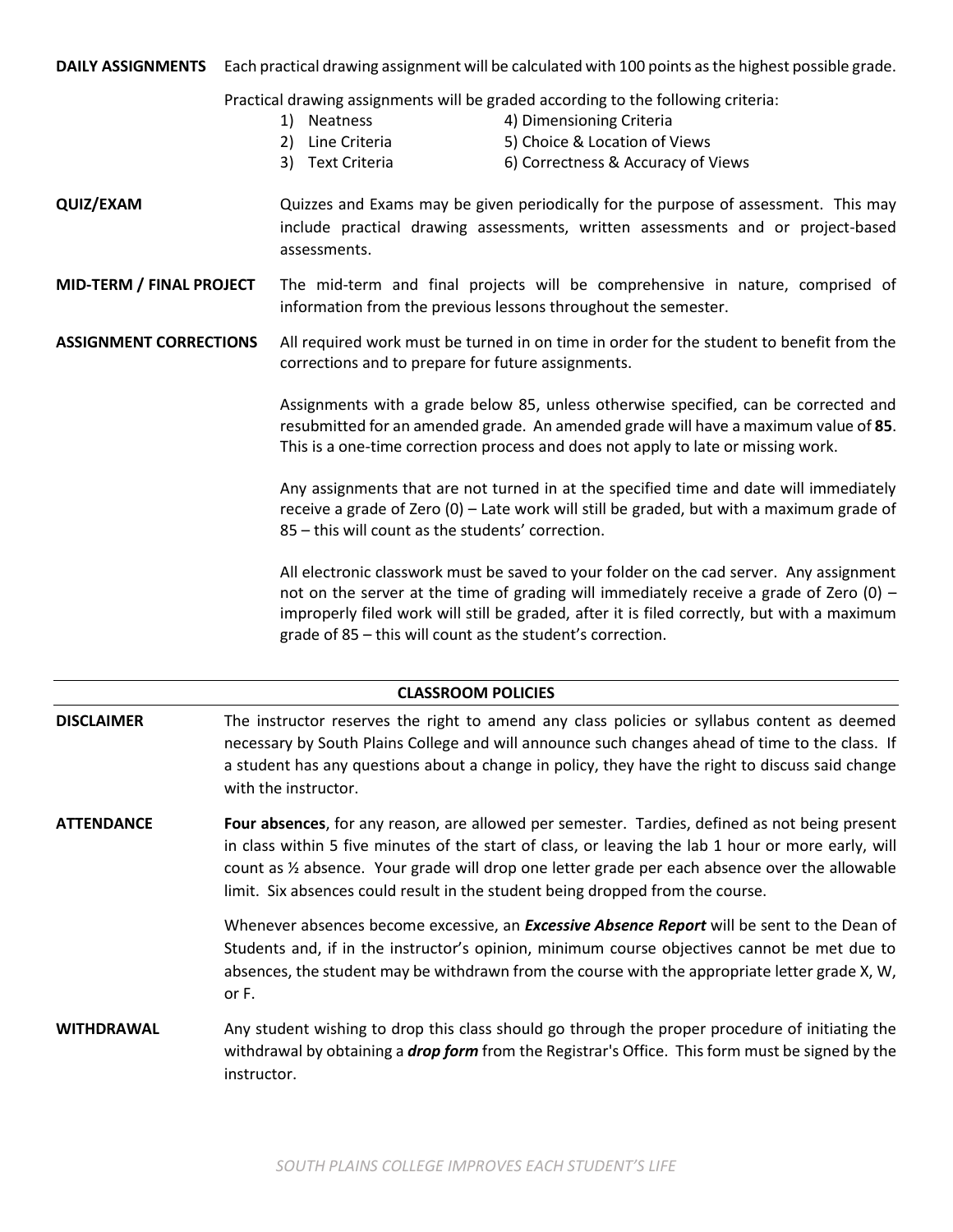**DAILY ASSIGNMENTS** Each practical drawing assignment will be calculated with 100 points as the highest possible grade.

Practical drawing assignments will be graded according to the following criteria:

1) Neatness
2) Line Criteria
3) Text Criteria
4) Dimensioning Criteria
5) Choice & Location of Views
6) Correctness & Accuracy of Views

**QUIZ/EXAM** Quizzes and Exams may be given periodically for the purpose of assessment. This may include practical drawing assessments, written assessments and or project-based assessments.

**MID-TERM / FINAL PROJECT** The mid-term and final projects will be comprehensive in nature, comprised of information from the previous lessons throughout the semester.

**ASSIGNMENT CORRECTIONS** All required work must be turned in on time in order for the student to benefit from the corrections and to prepare for future assignments.

Assignments with a grade below 85, unless otherwise specified, can be corrected and resubmitted for an amended grade. An amended grade will have a maximum value of **85**. This is a one-time correction process and does not apply to late or missing work.

Any assignments that are not turned in at the specified time and date will immediately receive a grade of Zero (0) – Late work will still be graded, but with a maximum grade of 85 – this will count as the students' correction.

All electronic classwork must be saved to your folder on the cad server. Any assignment not on the server at the time of grading will immediately receive a grade of Zero (0) – improperly filed work will still be graded, after it is filed correctly, but with a maximum grade of 85 – this will count as the student's correction.

## CLASSROOM POLICIES

**DISCLAIMER** The instructor reserves the right to amend any class policies or syllabus content as deemed necessary by South Plains College and will announce such changes ahead of time to the class. If a student has any questions about a change in policy, they have the right to discuss said change with the instructor.

**ATTENDANCE** **Four absences**, for any reason, are allowed per semester. Tardies, defined as not being present in class within 5 five minutes of the start of class, or leaving the lab 1 hour or more early, will count as ½ absence. Your grade will drop one letter grade per each absence over the allowable limit. Six absences could result in the student being dropped from the course.

Whenever absences become excessive, an ***Excessive Absence Report*** will be sent to the Dean of Students and, if in the instructor's opinion, minimum course objectives cannot be met due to absences, the student may be withdrawn from the course with the appropriate letter grade X, W, or F.

**WITHDRAWAL** Any student wishing to drop this class should go through the proper procedure of initiating the withdrawal by obtaining a ***drop form*** from the Registrar's Office. This form must be signed by the instructor.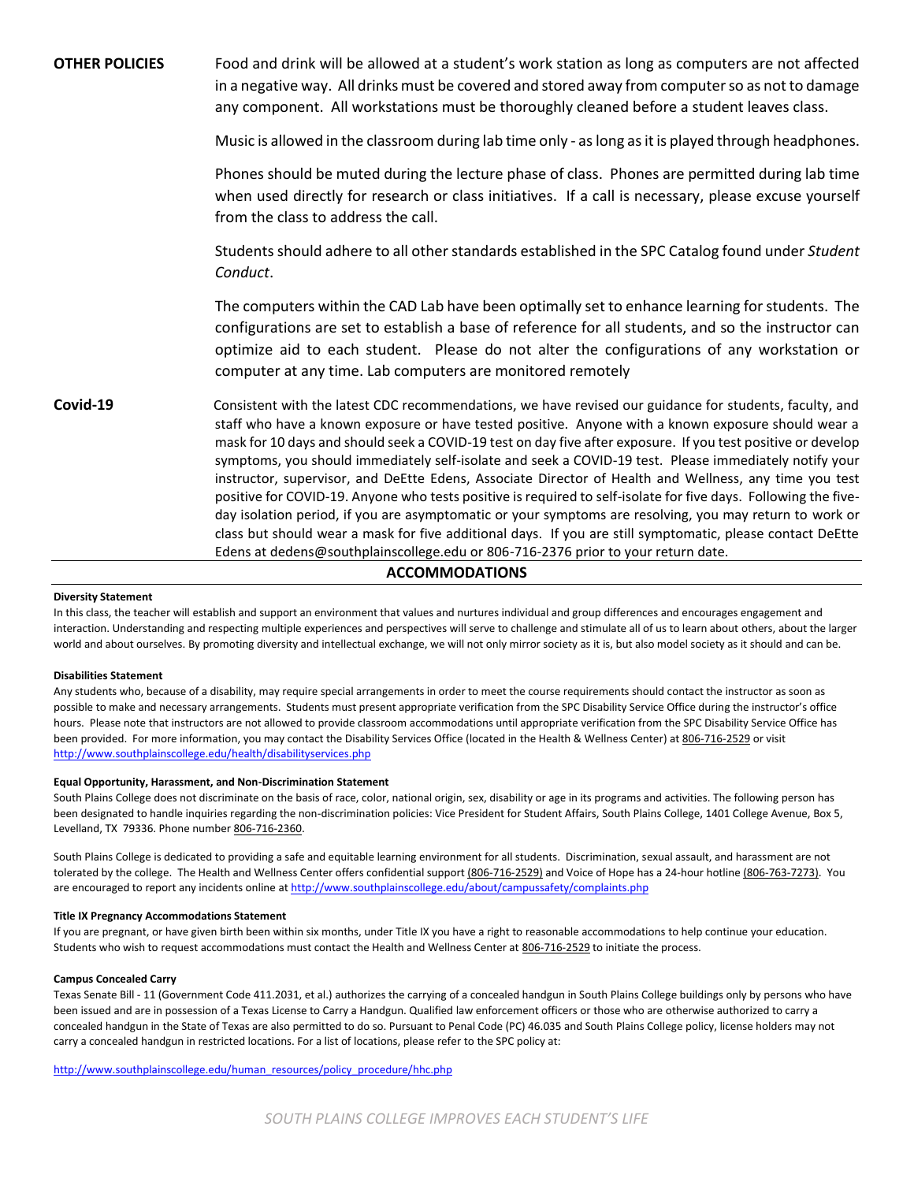**OTHER POLICIES**

Food and drink will be allowed at a student's work station as long as computers are not affected in a negative way. All drinks must be covered and stored away from computer so as not to damage any component. All workstations must be thoroughly cleaned before a student leaves class.

Music is allowed in the classroom during lab time only - as long as it is played through headphones.

Phones should be muted during the lecture phase of class. Phones are permitted during lab time when used directly for research or class initiatives. If a call is necessary, please excuse yourself from the class to address the call.

Students should adhere to all other standards established in the SPC Catalog found under *Student Conduct*.

The computers within the CAD Lab have been optimally set to enhance learning for students. The configurations are set to establish a base of reference for all students, and so the instructor can optimize aid to each student. Please do not alter the configurations of any workstation or computer at any time. Lab computers are monitored remotely

**Covid-19**

Consistent with the latest CDC recommendations, we have revised our guidance for students, faculty, and staff who have a known exposure or have tested positive. Anyone with a known exposure should wear a mask for 10 days and should seek a COVID-19 test on day five after exposure. If you test positive or develop symptoms, you should immediately self-isolate and seek a COVID-19 test. Please immediately notify your instructor, supervisor, and DeEtte Edens, Associate Director of Health and Wellness, any time you test positive for COVID-19. Anyone who tests positive is required to self-isolate for five days. Following the five-day isolation period, if you are asymptomatic or your symptoms are resolving, you may return to work or class but should wear a mask for five additional days. If you are still symptomatic, please contact DeEtte Edens at dedens@southplainscollege.edu or 806-716-2376 prior to your return date.

## ACCOMMODATIONS

**Diversity Statement**

In this class, the teacher will establish and support an environment that values and nurtures individual and group differences and encourages engagement and interaction. Understanding and respecting multiple experiences and perspectives will serve to challenge and stimulate all of us to learn about others, about the larger world and about ourselves. By promoting diversity and intellectual exchange, we will not only mirror society as it is, but also model society as it should and can be.

**Disabilities Statement**

Any students who, because of a disability, may require special arrangements in order to meet the course requirements should contact the instructor as soon as possible to make and necessary arrangements. Students must present appropriate verification from the SPC Disability Service Office during the instructor's office hours. Please note that instructors are not allowed to provide classroom accommodations until appropriate verification from the SPC Disability Service Office has been provided. For more information, you may contact the Disability Services Office (located in the Health & Wellness Center) at 806-716-2529 or visit http://www.southplainscollege.edu/health/disabilityservices.php

**Equal Opportunity, Harassment, and Non-Discrimination Statement**

South Plains College does not discriminate on the basis of race, color, national origin, sex, disability or age in its programs and activities. The following person has been designated to handle inquiries regarding the non-discrimination policies: Vice President for Student Affairs, South Plains College, 1401 College Avenue, Box 5, Levelland, TX 79336. Phone number 806-716-2360.

South Plains College is dedicated to providing a safe and equitable learning environment for all students. Discrimination, sexual assault, and harassment are not tolerated by the college. The Health and Wellness Center offers confidential support (806-716-2529) and Voice of Hope has a 24-hour hotline (806-763-7273). You are encouraged to report any incidents online at http://www.southplainscollege.edu/about/campussafety/complaints.php

**Title IX Pregnancy Accommodations Statement**

If you are pregnant, or have given birth been within six months, under Title IX you have a right to reasonable accommodations to help continue your education. Students who wish to request accommodations must contact the Health and Wellness Center at 806-716-2529 to initiate the process.

**Campus Concealed Carry**

Texas Senate Bill - 11 (Government Code 411.2031, et al.) authorizes the carrying of a concealed handgun in South Plains College buildings only by persons who have been issued and are in possession of a Texas License to Carry a Handgun. Qualified law enforcement officers or those who are otherwise authorized to carry a concealed handgun in the State of Texas are also permitted to do so. Pursuant to Penal Code (PC) 46.035 and South Plains College policy, license holders may not carry a concealed handgun in restricted locations. For a list of locations, please refer to the SPC policy at:

http://www.southplainscollege.edu/human_resources/policy_procedure/hhc.php

*SOUTH PLAINS COLLEGE IMPROVES EACH STUDENT'S LIFE*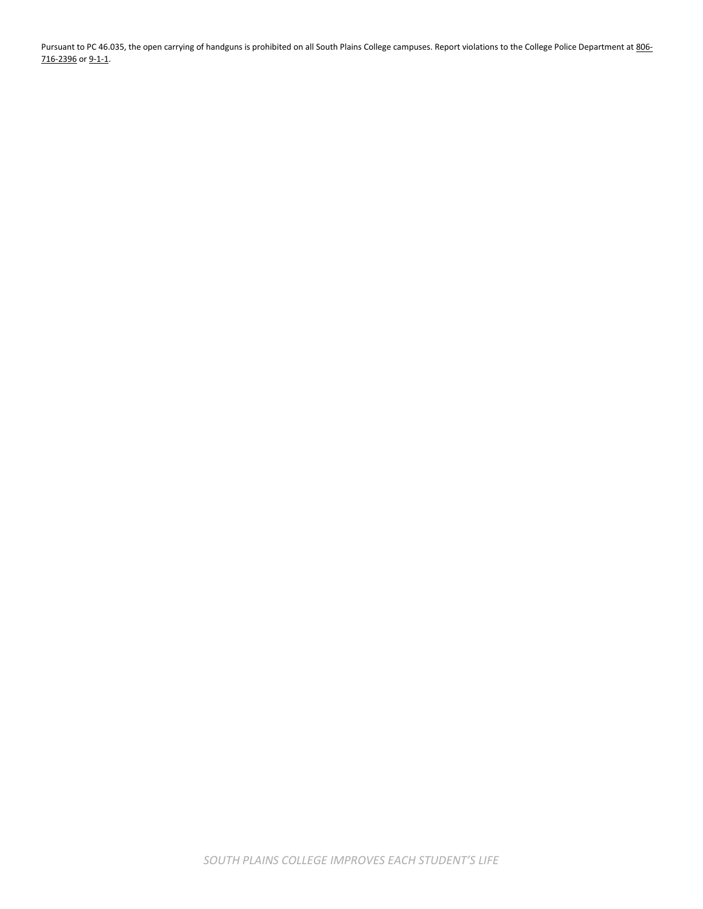Pursuant to PC 46.035, the open carrying of handguns is prohibited on all South Plains College campuses. Report violations to the College Police Department at 806-716-2396 or 9-1-1.